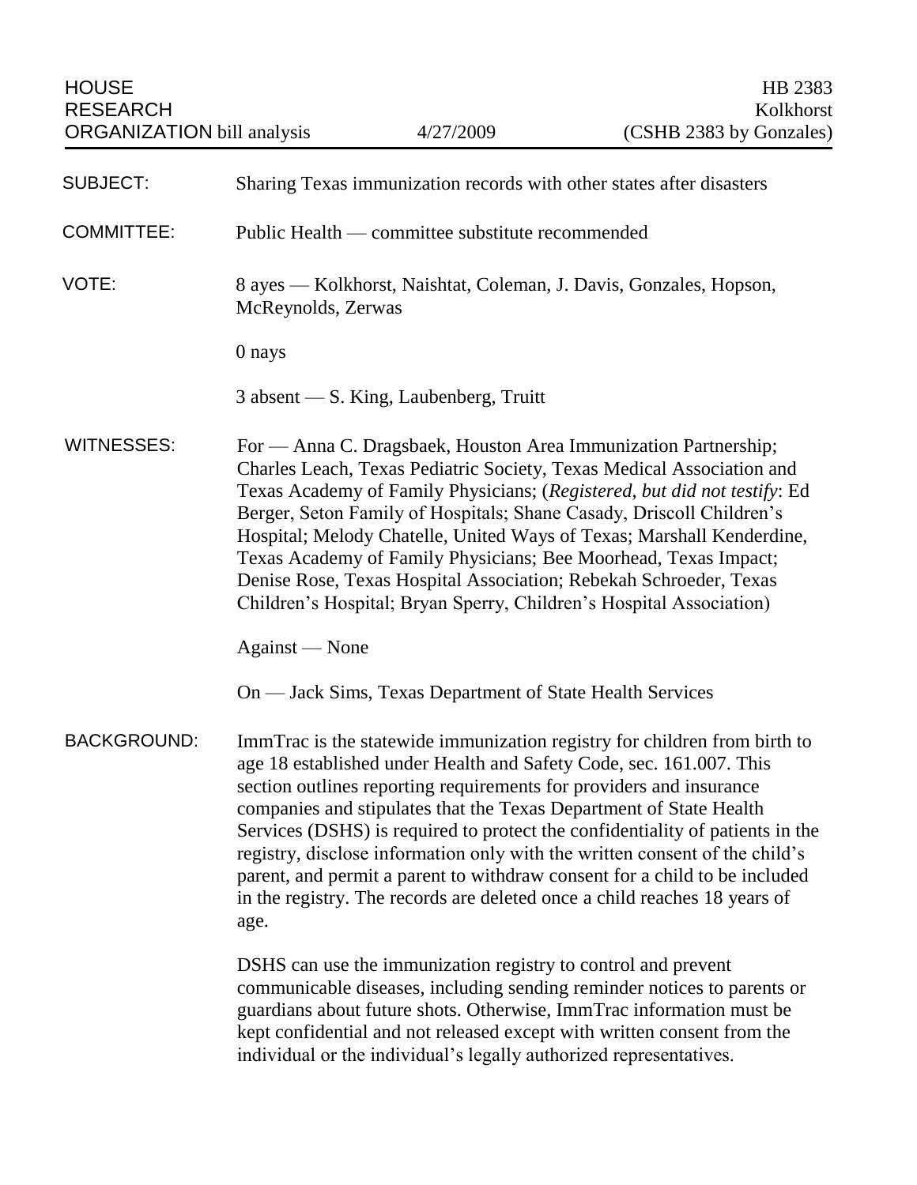HOUSE RESEARCH ORGANIZATION bill analysis | 4/27/2009 | HB 2383 Kolkhorst (CSHB 2383 by Gonzales)

**SUBJECT:** Sharing Texas immunization records with other states after disasters

**COMMITTEE:** Public Health — committee substitute recommended

**VOTE:** 8 ayes — Kolkhorst, Naishtat, Coleman, J. Davis, Gonzales, Hopson, McReynolds, Zerwas

0 nays

3 absent — S. King, Laubenberg, Truitt

**WITNESSES:** For — Anna C. Dragsbaek, Houston Area Immunization Partnership; Charles Leach, Texas Pediatric Society, Texas Medical Association and Texas Academy of Family Physicians; (*Registered, but did not testify*: Ed Berger, Seton Family of Hospitals; Shane Casady, Driscoll Children's Hospital; Melody Chatelle, United Ways of Texas; Marshall Kenderdine, Texas Academy of Family Physicians; Bee Moorhead, Texas Impact; Denise Rose, Texas Hospital Association; Rebekah Schroeder, Texas Children's Hospital; Bryan Sperry, Children's Hospital Association)

Against — None

On — Jack Sims, Texas Department of State Health Services

**BACKGROUND:** ImmTrac is the statewide immunization registry for children from birth to age 18 established under Health and Safety Code, sec. 161.007. This section outlines reporting requirements for providers and insurance companies and stipulates that the Texas Department of State Health Services (DSHS) is required to protect the confidentiality of patients in the registry, disclose information only with the written consent of the child's parent, and permit a parent to withdraw consent for a child to be included in the registry. The records are deleted once a child reaches 18 years of age.

DSHS can use the immunization registry to control and prevent communicable diseases, including sending reminder notices to parents or guardians about future shots. Otherwise, ImmTrac information must be kept confidential and not released except with written consent from the individual or the individual's legally authorized representatives.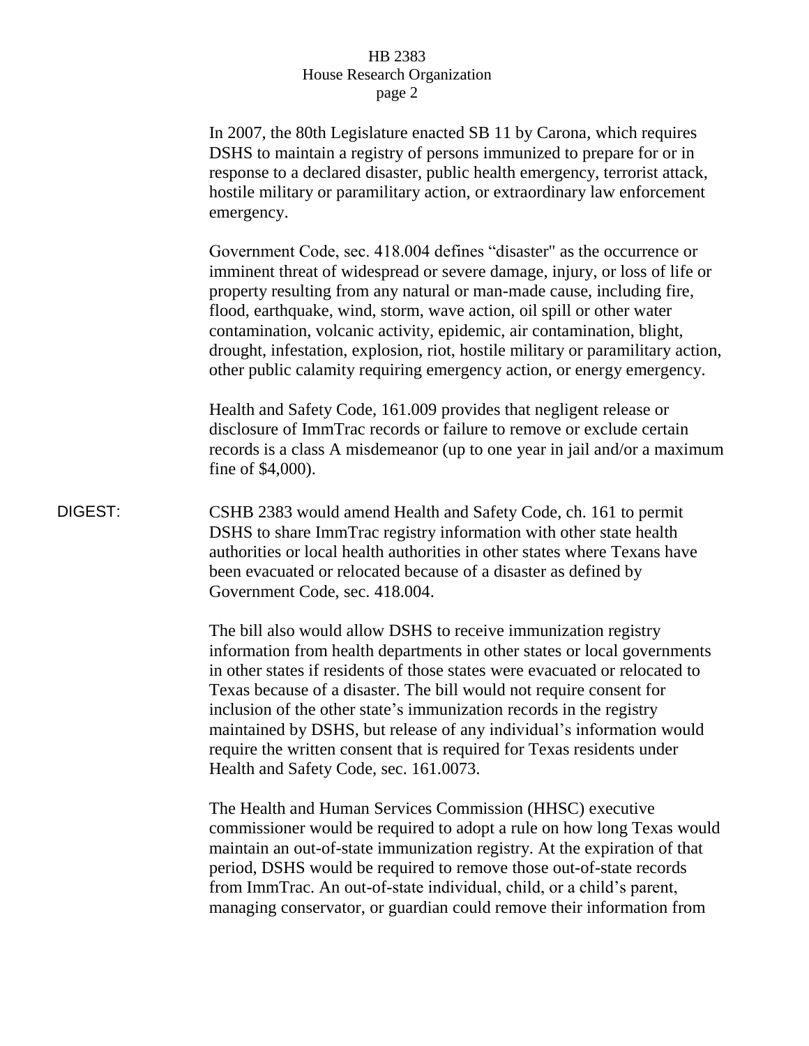In 2007, the 80th Legislature enacted SB 11 by Carona, which requires DSHS to maintain a registry of persons immunized to prepare for or in response to a declared disaster, public health emergency, terrorist attack, hostile military or paramilitary action, or extraordinary law enforcement emergency.

Government Code, sec. 418.004 defines "disaster" as the occurrence or imminent threat of widespread or severe damage, injury, or loss of life or property resulting from any natural or man-made cause, including fire, flood, earthquake, wind, storm, wave action, oil spill or other water contamination, volcanic activity, epidemic, air contamination, blight, drought, infestation, explosion, riot, hostile military or paramilitary action, other public calamity requiring emergency action, or energy emergency.

Health and Safety Code, 161.009 provides that negligent release or disclosure of ImmTrac records or failure to remove or exclude certain records is a class A misdemeanor (up to one year in jail and/or a maximum fine of $4,000).

**DIGEST:** CSHB 2383 would amend Health and Safety Code, ch. 161 to permit DSHS to share ImmTrac registry information with other state health authorities or local health authorities in other states where Texans have been evacuated or relocated because of a disaster as defined by Government Code, sec. 418.004.

The bill also would allow DSHS to receive immunization registry information from health departments in other states or local governments in other states if residents of those states were evacuated or relocated to Texas because of a disaster. The bill would not require consent for inclusion of the other state's immunization records in the registry maintained by DSHS, but release of any individual's information would require the written consent that is required for Texas residents under Health and Safety Code, sec. 161.0073.

The Health and Human Services Commission (HHSC) executive commissioner would be required to adopt a rule on how long Texas would maintain an out-of-state immunization registry. At the expiration of that period, DSHS would be required to remove those out-of-state records from ImmTrac. An out-of-state individual, child, or a child's parent, managing conservator, or guardian could remove their information from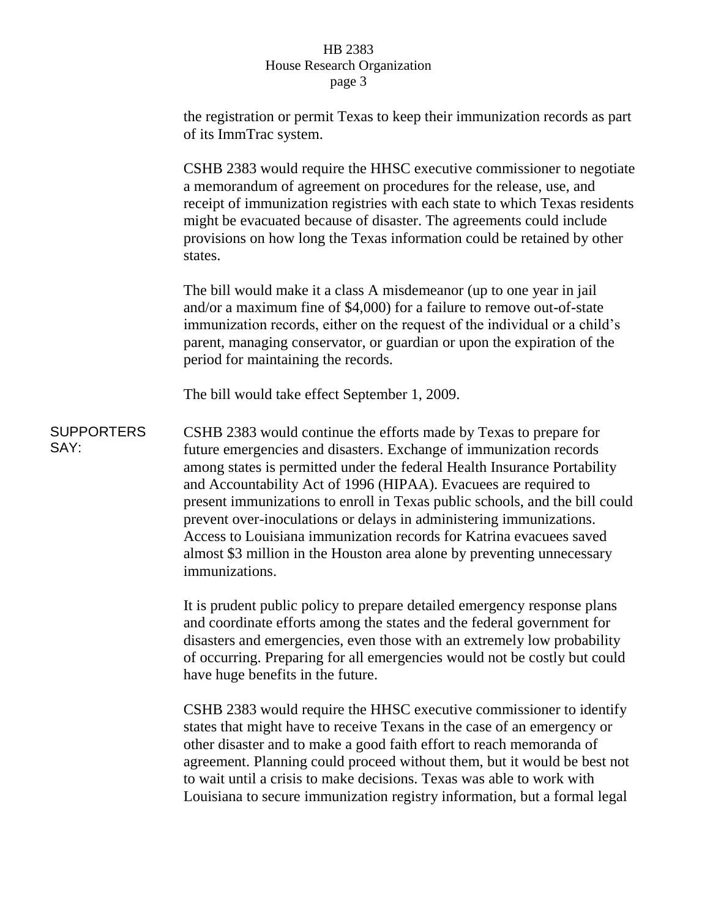the registration or permit Texas to keep their immunization records as part of its ImmTrac system.

CSHB 2383 would require the HHSC executive commissioner to negotiate a memorandum of agreement on procedures for the release, use, and receipt of immunization registries with each state to which Texas residents might be evacuated because of disaster. The agreements could include provisions on how long the Texas information could be retained by other states.

The bill would make it a class A misdemeanor (up to one year in jail and/or a maximum fine of $4,000) for a failure to remove out-of-state immunization records, either on the request of the individual or a child's parent, managing conservator, or guardian or upon the expiration of the period for maintaining the records.

The bill would take effect September 1, 2009.

**SUPPORTERS SAY:**

CSHB 2383 would continue the efforts made by Texas to prepare for future emergencies and disasters. Exchange of immunization records among states is permitted under the federal Health Insurance Portability and Accountability Act of 1996 (HIPAA). Evacuees are required to present immunizations to enroll in Texas public schools, and the bill could prevent over-inoculations or delays in administering immunizations. Access to Louisiana immunization records for Katrina evacuees saved almost $3 million in the Houston area alone by preventing unnecessary immunizations.

It is prudent public policy to prepare detailed emergency response plans and coordinate efforts among the states and the federal government for disasters and emergencies, even those with an extremely low probability of occurring. Preparing for all emergencies would not be costly but could have huge benefits in the future.

CSHB 2383 would require the HHSC executive commissioner to identify states that might have to receive Texans in the case of an emergency or other disaster and to make a good faith effort to reach memoranda of agreement. Planning could proceed without them, but it would be best not to wait until a crisis to make decisions. Texas was able to work with Louisiana to secure immunization registry information, but a formal legal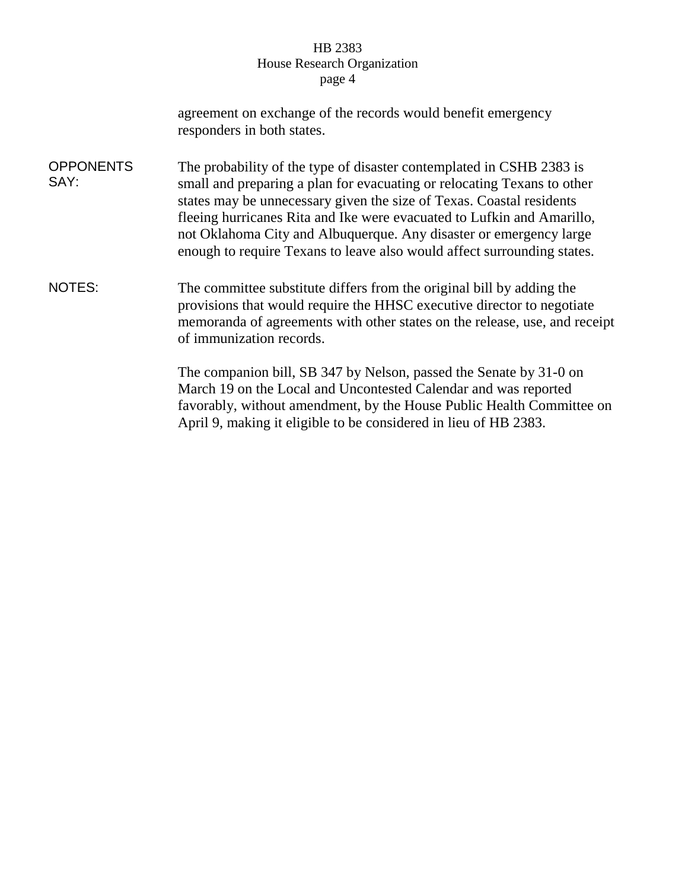agreement on exchange of the records would benefit emergency responders in both states.

**OPPONENTS SAY:** The probability of the type of disaster contemplated in CSHB 2383 is small and preparing a plan for evacuating or relocating Texans to other states may be unnecessary given the size of Texas. Coastal residents fleeing hurricanes Rita and Ike were evacuated to Lufkin and Amarillo, not Oklahoma City and Albuquerque. Any disaster or emergency large enough to require Texans to leave also would affect surrounding states.

**NOTES:** The committee substitute differs from the original bill by adding the provisions that would require the HHSC executive director to negotiate memoranda of agreements with other states on the release, use, and receipt of immunization records.

The companion bill, SB 347 by Nelson, passed the Senate by 31-0 on March 19 on the Local and Uncontested Calendar and was reported favorably, without amendment, by the House Public Health Committee on April 9, making it eligible to be considered in lieu of HB 2383.